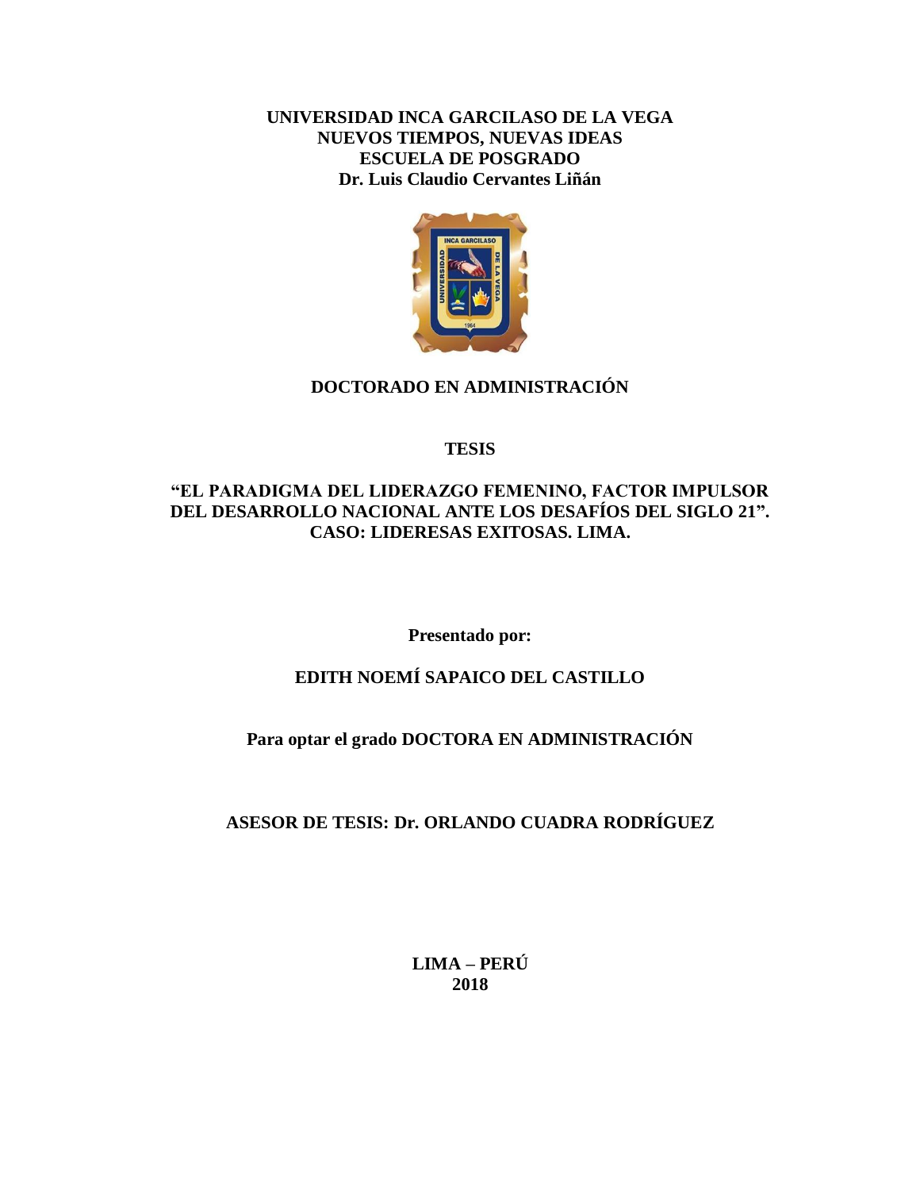**UNIVERSIDAD INCA GARCILASO DE LA VEGA**
**NUEVOS TIEMPOS, NUEVAS IDEAS**
**ESCUELA DE POSGRADO**
**Dr. Luis Claudio Cervantes Liñán**

**DOCTORADO EN ADMINISTRACIÓN**

**TESIS**

# "EL PARADIGMA DEL LIDERAZGO FEMENINO, FACTOR IMPULSOR DEL DESARROLLO NACIONAL ANTE LOS DESAFÍOS DEL SIGLO 21". CASO: LIDERESAS EXITOSAS. LIMA.

**Presentado por:**

**EDITH NOEMÍ SAPAICO DEL CASTILLO**

**Para optar el grado DOCTORA EN ADMINISTRACIÓN**

**ASESOR DE TESIS: Dr. ORLANDO CUADRA RODRÍGUEZ**

**LIMA – PERÚ**
**2018**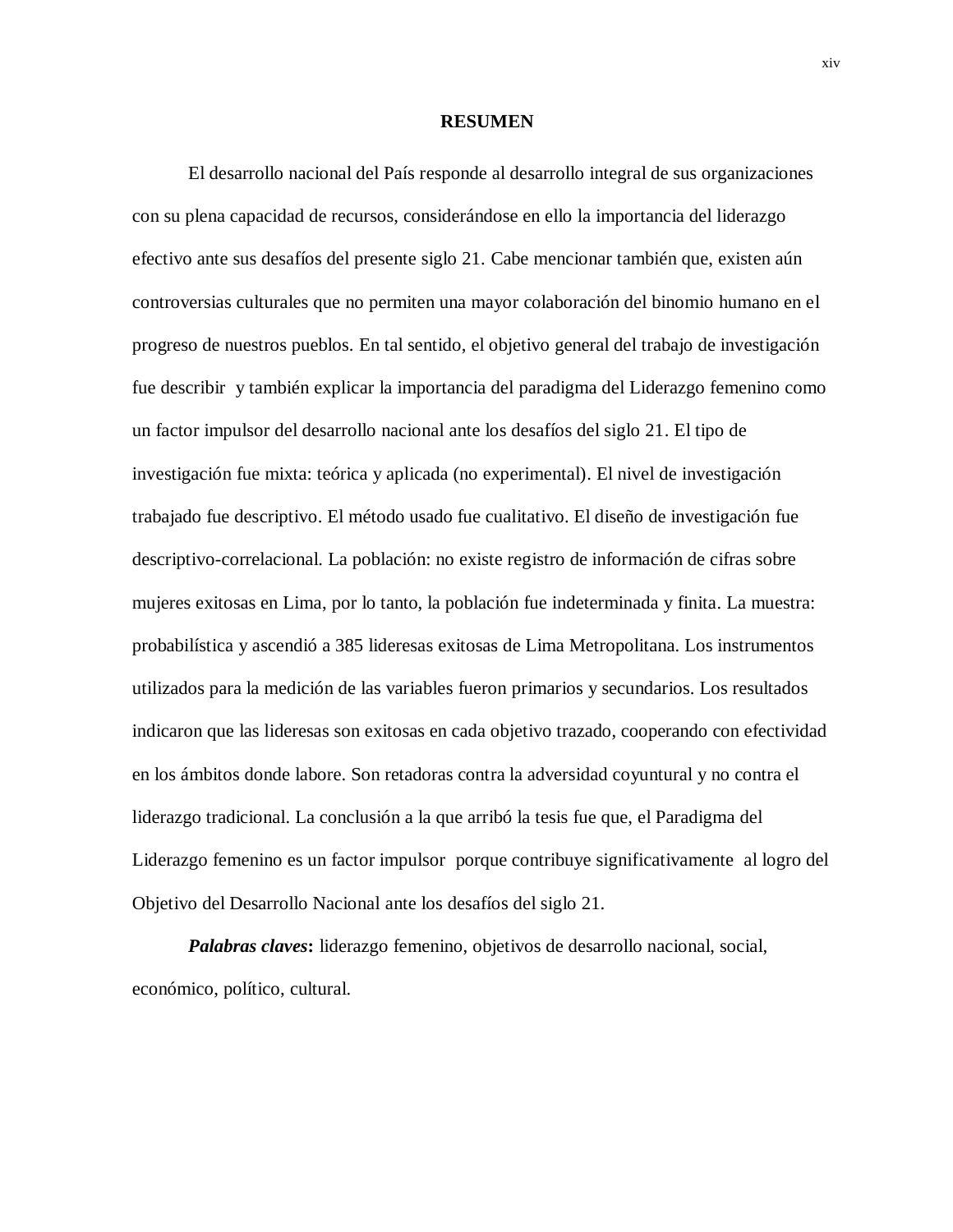# RESUMEN

El desarrollo nacional del País responde al desarrollo integral de sus organizaciones con su plena capacidad de recursos, considerándose en ello la importancia del liderazgo efectivo ante sus desafíos del presente siglo 21. Cabe mencionar también que, existen aún controversias culturales que no permiten una mayor colaboración del binomio humano en el progreso de nuestros pueblos. En tal sentido, el objetivo general del trabajo de investigación fue describir y también explicar la importancia del paradigma del Liderazgo femenino como un factor impulsor del desarrollo nacional ante los desafíos del siglo 21. El tipo de investigación fue mixta: teórica y aplicada (no experimental). El nivel de investigación trabajado fue descriptivo. El método usado fue cualitativo. El diseño de investigación fue descriptivo-correlacional. La población: no existe registro de información de cifras sobre mujeres exitosas en Lima, por lo tanto, la población fue indeterminada y finita. La muestra: probabilística y ascendió a 385 lideresas exitosas de Lima Metropolitana. Los instrumentos utilizados para la medición de las variables fueron primarios y secundarios. Los resultados indicaron que las lideresas son exitosas en cada objetivo trazado, cooperando con efectividad en los ámbitos donde labore. Son retadoras contra la adversidad coyuntural y no contra el liderazgo tradicional. La conclusión a la que arribó la tesis fue que, el Paradigma del Liderazgo femenino es un factor impulsor porque contribuye significativamente al logro del Objetivo del Desarrollo Nacional ante los desafíos del siglo 21.

***Palabras claves*:** liderazgo femenino, objetivos de desarrollo nacional, social, económico, político, cultural.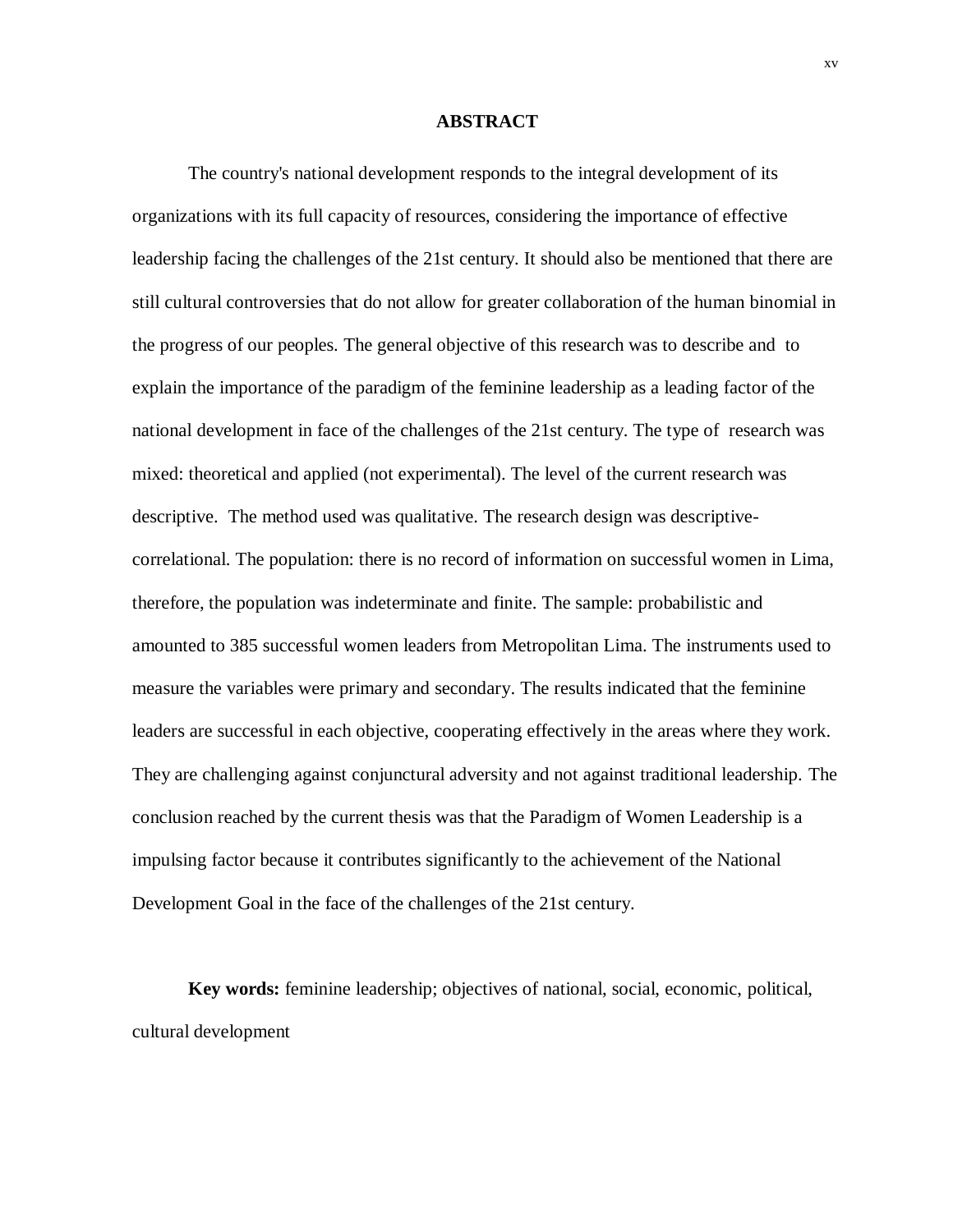# ABSTRACT

The country's national development responds to the integral development of its organizations with its full capacity of resources, considering the importance of effective leadership facing the challenges of the 21st century. It should also be mentioned that there are still cultural controversies that do not allow for greater collaboration of the human binomial in the progress of our peoples. The general objective of this research was to describe and to explain the importance of the paradigm of the feminine leadership as a leading factor of the national development in face of the challenges of the 21st century. The type of research was mixed: theoretical and applied (not experimental). The level of the current research was descriptive. The method used was qualitative. The research design was descriptive-correlational. The population: there is no record of information on successful women in Lima, therefore, the population was indeterminate and finite. The sample: probabilistic and amounted to 385 successful women leaders from Metropolitan Lima. The instruments used to measure the variables were primary and secondary. The results indicated that the feminine leaders are successful in each objective, cooperating effectively in the areas where they work. They are challenging against conjunctural adversity and not against traditional leadership. The conclusion reached by the current thesis was that the Paradigm of Women Leadership is a impulsing factor because it contributes significantly to the achievement of the National Development Goal in the face of the challenges of the 21st century.

**Key words:** feminine leadership; objectives of national, social, economic, political, cultural development